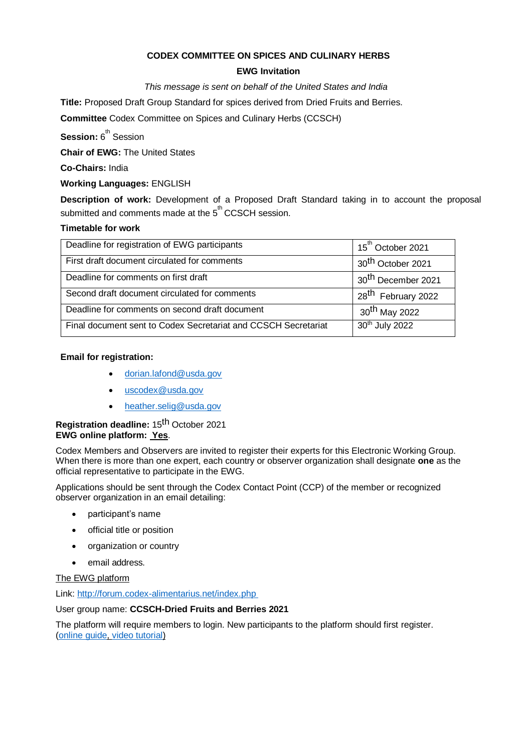**CODEX COMMITTEE ON SPICES AND CULINARY HERBS**

**EWG Invitation**

*This message is sent on behalf of the United States and India*

**Title:** Proposed Draft Group Standard for spices derived from Dried Fruits and Berries.

**Committee** Codex Committee on Spices and Culinary Herbs (CCSCH)

**Session:** 6th Session

**Chair of EWG:** The United States

**Co-Chairs:** India

**Working Languages:** ENGLISH

**Description of work:** Development of a Proposed Draft Standard taking in to account the proposal submitted and comments made at the 5th CCSCH session.

**Timetable for work**

| | |
|---|---|
| Deadline for registration of EWG participants | 15th October 2021 |
| First draft document circulated for comments | 30th October 2021 |
| Deadline for comments on first draft | 30th December 2021 |
| Second draft document circulated for comments | 28th February 2022 |
| Deadline for comments on second draft document | 30th May 2022 |
| Final document sent to Codex Secretariat and CCSCH Secretariat | 30th July 2022 |

**Email for registration:**

- dorian.lafond@usda.gov
- uscodex@usda.gov
- heather.selig@usda.gov

**Registration deadline:** 15th October 2021
**EWG online platform:** **Yes**.

Codex Members and Observers are invited to register their experts for this Electronic Working Group. When there is more than one expert, each country or observer organization shall designate **one** as the official representative to participate in the EWG.

Applications should be sent through the Codex Contact Point (CCP) of the member or recognized observer organization in an email detailing:

- participant's name
- official title or position
- organization or country
- email address.

The EWG platform

Link: http://forum.codex-alimentarius.net/index.php

User group name: **CCSCH-Dried Fruits and Berries 2021**

The platform will require members to login. New participants to the platform should first register. (online guide, video tutorial)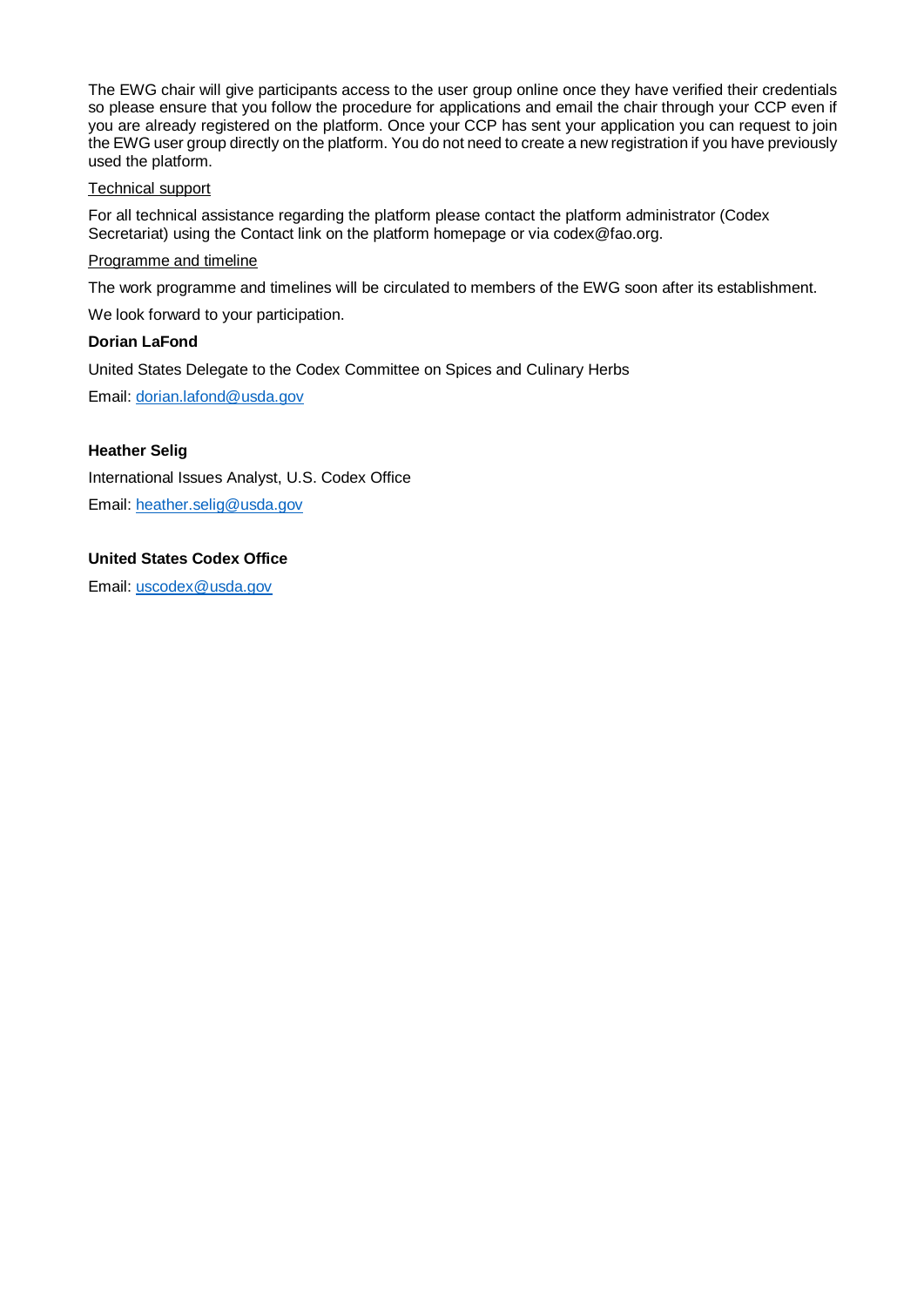The EWG chair will give participants access to the user group online once they have verified their credentials so please ensure that you follow the procedure for applications and email the chair through your CCP even if you are already registered on the platform. Once your CCP has sent your application you can request to join the EWG user group directly on the platform. You do not need to create a new registration if you have previously used the platform.

Technical support

For all technical assistance regarding the platform please contact the platform administrator (Codex Secretariat) using the Contact link on the platform homepage or via codex@fao.org.

Programme and timeline

The work programme and timelines will be circulated to members of the EWG soon after its establishment.

We look forward to your participation.

**Dorian LaFond**

United States Delegate to the Codex Committee on Spices and Culinary Herbs

Email: dorian.lafond@usda.gov

**Heather Selig**

International Issues Analyst, U.S. Codex Office

Email: heather.selig@usda.gov

**United States Codex Office**

Email: uscodex@usda.gov